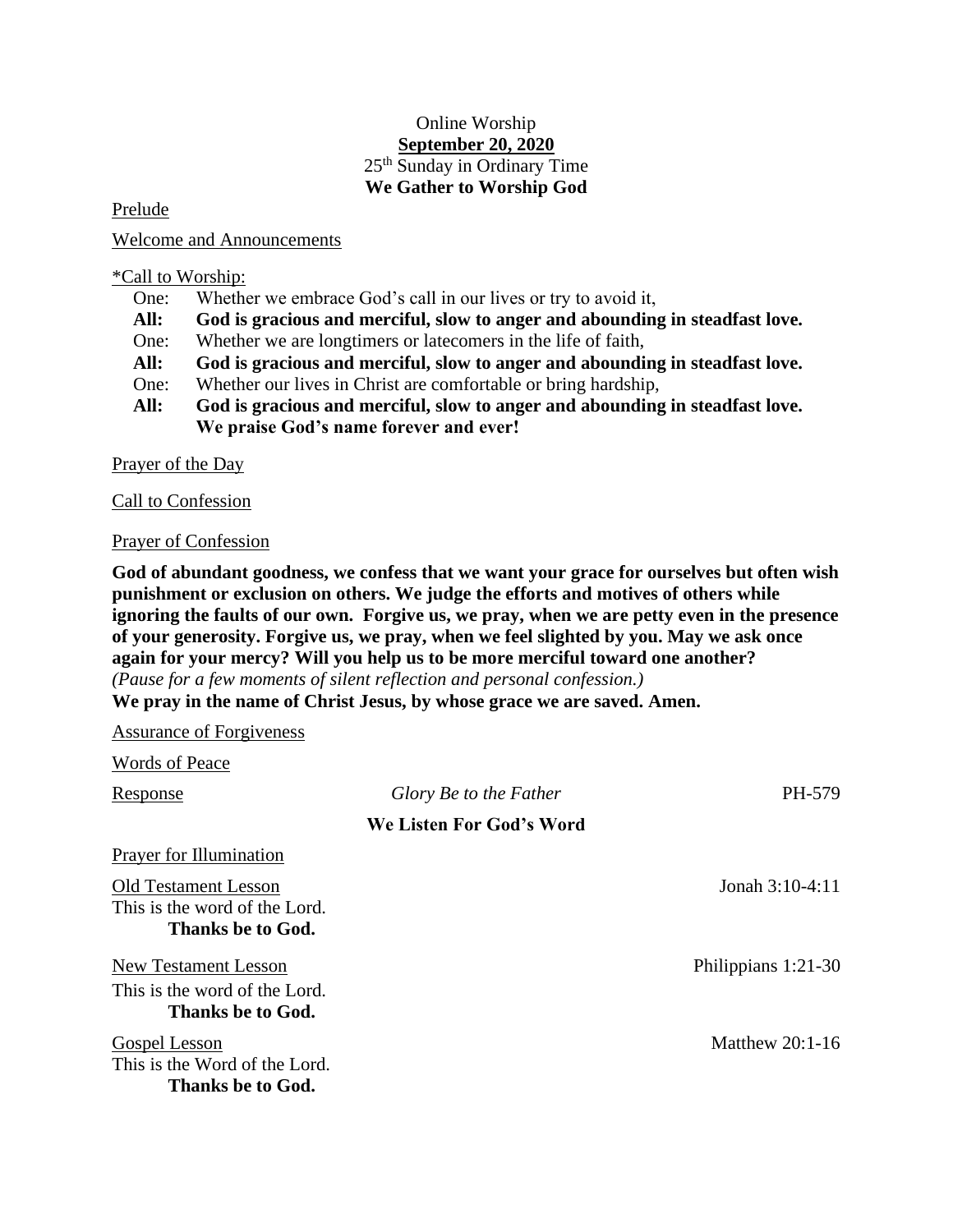Online Worship
**September 20, 2020**
25th Sunday in Ordinary Time
**We Gather to Worship God**

Prelude

Welcome and Announcements

*Call to Worship:

One: Whether we embrace God's call in our lives or try to avoid it,
**All: God is gracious and merciful, slow to anger and abounding in steadfast love.**
One: Whether we are longtimers or latecomers in the life of faith,
**All: God is gracious and merciful, slow to anger and abounding in steadfast love.**
One: Whether our lives in Christ are comfortable or bring hardship,
**All: God is gracious and merciful, slow to anger and abounding in steadfast love. We praise God's name forever and ever!**

Prayer of the Day

Call to Confession

Prayer of Confession

**God of abundant goodness, we confess that we want your grace for ourselves but often wish punishment or exclusion on others. We judge the efforts and motives of others while ignoring the faults of our own. Forgive us, we pray, when we are petty even in the presence of your generosity. Forgive us, we pray, when we feel slighted by you. May we ask once again for your mercy? Will you help us to be more merciful toward one another?**
*(Pause for a few moments of silent reflection and personal confession.)*
**We pray in the name of Christ Jesus, by whose grace we are saved. Amen.**

Assurance of Forgiveness

Words of Peace

Response — *Glory Be to the Father* — PH-579

**We Listen For God's Word**

Prayer for Illumination

Old Testament Lesson — Jonah 3:10-4:11
This is the word of the Lord.
**Thanks be to God.**

New Testament Lesson — Philippians 1:21-30
This is the word of the Lord.
**Thanks be to God.**

Gospel Lesson — Matthew 20:1-16
This is the Word of the Lord.
**Thanks be to God.**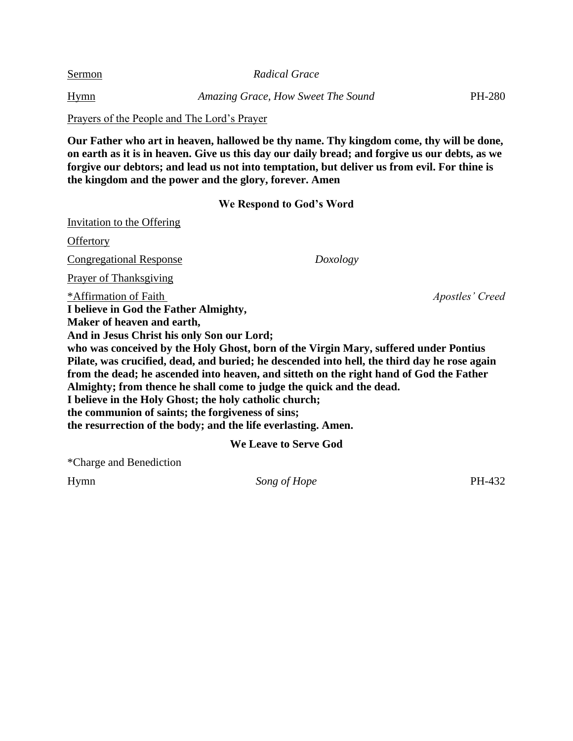Sermon *Radical Grace*

Hymn *Amazing Grace, How Sweet The Sound* PH-280

Prayers of the People and The Lord's Prayer

**Our Father who art in heaven, hallowed be thy name. Thy kingdom come, thy will be done, on earth as it is in heaven. Give us this day our daily bread; and forgive us our debts, as we forgive our debtors; and lead us not into temptation, but deliver us from evil. For thine is the kingdom and the power and the glory, forever. Amen**

### We Respond to God's Word

Invitation to the Offering

Offertory

Congregational Response *Doxology*

Prayer of Thanksgiving

*Affirmation of Faith *Apostles' Creed*

**I believe in God the Father Almighty,**
**Maker of heaven and earth,**
**And in Jesus Christ his only Son our Lord;**
**who was conceived by the Holy Ghost, born of the Virgin Mary, suffered under Pontius Pilate, was crucified, dead, and buried; he descended into hell, the third day he rose again from the dead; he ascended into heaven, and sitteth on the right hand of God the Father Almighty; from thence he shall come to judge the quick and the dead.**
**I believe in the Holy Ghost; the holy catholic church;**
**the communion of saints; the forgiveness of sins;**
**the resurrection of the body; and the life everlasting. Amen.**

### We Leave to Serve God

*Charge and Benediction

Hymn *Song of Hope* PH-432